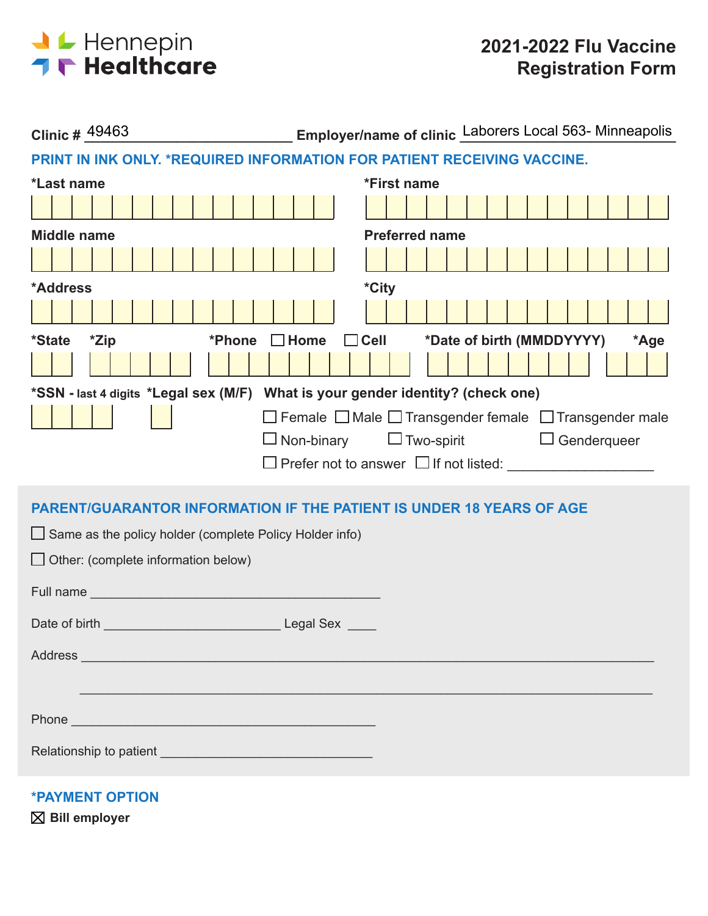Hennepin Healthcare

# 2021-2022 Flu Vaccine Registration Form

**Clinic #** 49463 **Employer/name of clinic** Laborers Local 563- Minneapolis

**PRINT IN INK ONLY. *REQUIRED INFORMATION FOR PATIENT RECEIVING VACCINE.**

***Last name**

***First name**

**Middle name**

**Preferred name**

***Address**

***City**

***State** ***Zip** ***Phone** ☐ **Home** ☐ **Cell** ***Date of birth (MMDDYYYY)** ***Age**

***SSN - last 4 digits** ***Legal sex (M/F)**

**What is your gender identity? (check one)**

☐ Female ☐ Male ☐ Transgender female ☐ Transgender male
☐ Non-binary ☐ Two-spirit ☐ Genderqueer
☐ Prefer not to answer ☐ If not listed: ___________________

## PARENT/GUARANTOR INFORMATION IF THE PATIENT IS UNDER 18 YEARS OF AGE

☐ Same as the policy holder (complete Policy Holder info)

☐ Other: (complete information below)

Full name ________________________________________

Date of birth ________________________ Legal Sex ____

Address ______________________________________________________________________________

______________________________________________________________________________

Phone __________________________________________

Relationship to patient ____________________________

## *PAYMENT OPTION

☒ **Bill employer**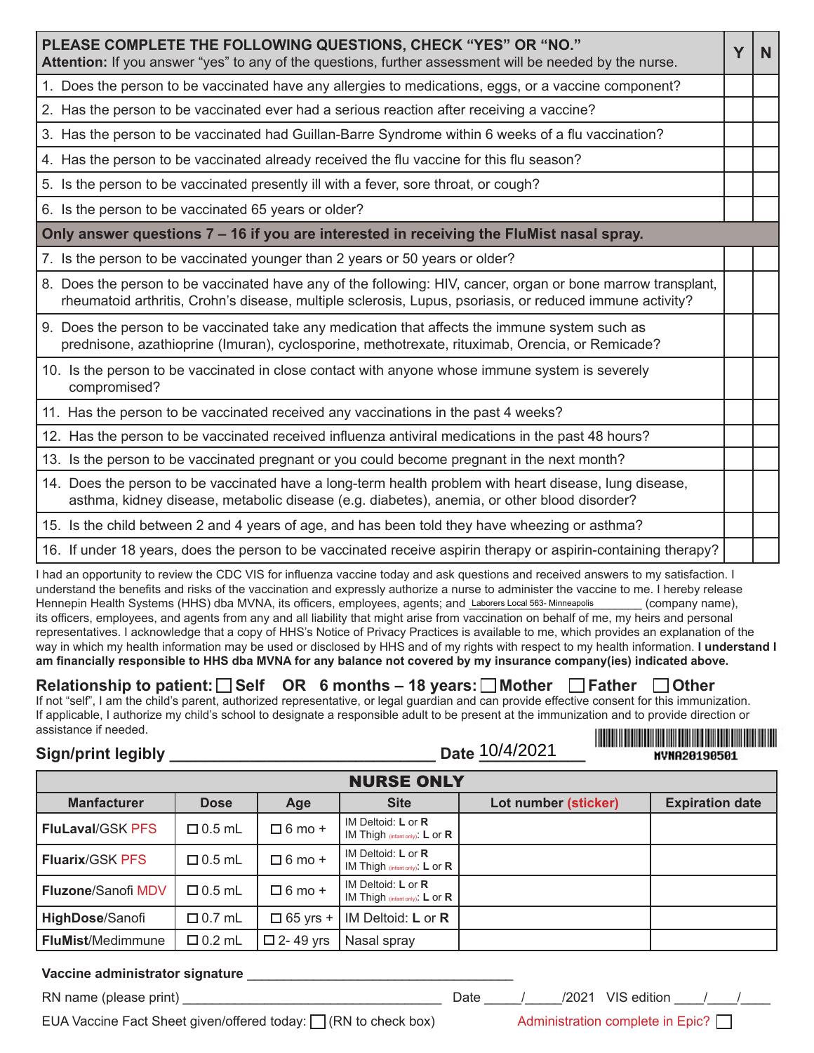| PLEASE COMPLETE THE FOLLOWING QUESTIONS, CHECK "YES" OR "NO." **Attention:** If you answer "yes" to any of the questions, further assessment will be needed by the nurse. | Y | N |
|---|---|---|
| 1. Does the person to be vaccinated have any allergies to medications, eggs, or a vaccine component? | | |
| 2. Has the person to be vaccinated ever had a serious reaction after receiving a vaccine? | | |
| 3. Has the person to be vaccinated had Guillan-Barre Syndrome within 6 weeks of a flu vaccination? | | |
| 4. Has the person to be vaccinated already received the flu vaccine for this flu season? | | |
| 5. Is the person to be vaccinated presently ill with a fever, sore throat, or cough? | | |
| 6. Is the person to be vaccinated 65 years or older? | | |
| **Only answer questions 7 – 16 if you are interested in receiving the FluMist nasal spray.** | | |
| 7. Is the person to be vaccinated younger than 2 years or 50 years or older? | | |
| 8. Does the person to be vaccinated have any of the following: HIV, cancer, organ or bone marrow transplant, rheumatoid arthritis, Crohn's disease, multiple sclerosis, Lupus, psoriasis, or reduced immune activity? | | |
| 9. Does the person to be vaccinated take any medication that affects the immune system such as prednisone, azathioprine (Imuran), cyclosporine, methotrexate, rituximab, Orencia, or Remicade? | | |
| 10. Is the person to be vaccinated in close contact with anyone whose immune system is severely compromised? | | |
| 11. Has the person to be vaccinated received any vaccinations in the past 4 weeks? | | |
| 12. Has the person to be vaccinated received influenza antiviral medications in the past 48 hours? | | |
| 13. Is the person to be vaccinated pregnant or you could become pregnant in the next month? | | |
| 14. Does the person to be vaccinated have a long-term health problem with heart disease, lung disease, asthma, kidney disease, metabolic disease (e.g. diabetes), anemia, or other blood disorder? | | |
| 15. Is the child between 2 and 4 years of age, and has been told they have wheezing or asthma? | | |
| 16. If under 18 years, does the person to be vaccinated receive aspirin therapy or aspirin-containing therapy? | | |

I had an opportunity to review the CDC VIS for influenza vaccine today and ask questions and received answers to my satisfaction. I understand the benefits and risks of the vaccination and expressly authorize a nurse to administer the vaccine to me. I hereby release Hennepin Health Systems (HHS) dba MVNA, its officers, employees, agents; and Laborers Local 563- Minneapolis (company name), its officers, employees, and agents from any and all liability that might arise from vaccination on behalf of me, my heirs and personal representatives. I acknowledge that a copy of HHS's Notice of Privacy Practices is available to me, which provides an explanation of the way in which my health information may be used or disclosed by HHS and of my rights with respect to my health information. **I understand I am financially responsible to HHS dba MVNA for any balance not covered by my insurance company(ies) indicated above.**

**Relationship to patient:** ☐ Self OR 6 months – 18 years: ☐ Mother ☐ Father ☐ Other

If not "self", I am the child's parent, authorized representative, or legal guardian and can provide effective consent for this immunization. If applicable, I authorize my child's school to designate a responsible adult to be present at the immunization and to provide direction or assistance if needed.

**Sign/print legibly** ______________________________ **Date** 10/4/2021

MVNA20190501

## NURSE ONLY

| Manfacturer | Dose | Age | Site | Lot number (sticker) | Expiration date |
|---|---|---|---|---|---|
| **FluLaval**/GSK PFS | ☐ 0.5 mL | ☐ 6 mo + | IM Deltoid: **L** or **R**<br>IM Thigh (infant only): **L** or **R** | | |
| **Fluarix**/GSK PFS | ☐ 0.5 mL | ☐ 6 mo + | IM Deltoid: **L** or **R**<br>IM Thigh (infant only): **L** or **R** | | |
| **Fluzone**/Sanofi MDV | ☐ 0.5 mL | ☐ 6 mo + | IM Deltoid: **L** or **R**<br>IM Thigh (infant only): **L** or **R** | | |
| **HighDose**/Sanofi | ☐ 0.7 mL | ☐ 65 yrs + | IM Deltoid: **L** or **R** | | |
| **FluMist**/Medimmune | ☐ 0.2 mL | ☐ 2- 49 yrs | Nasal spray | | |

**Vaccine administrator signature** ______________________________

RN name (please print) ______________________________ Date _____/_____/2021 VIS edition ____/____/____

EUA Vaccine Fact Sheet given/offered today: ☐ (RN to check box) Administration complete in Epic? ☐